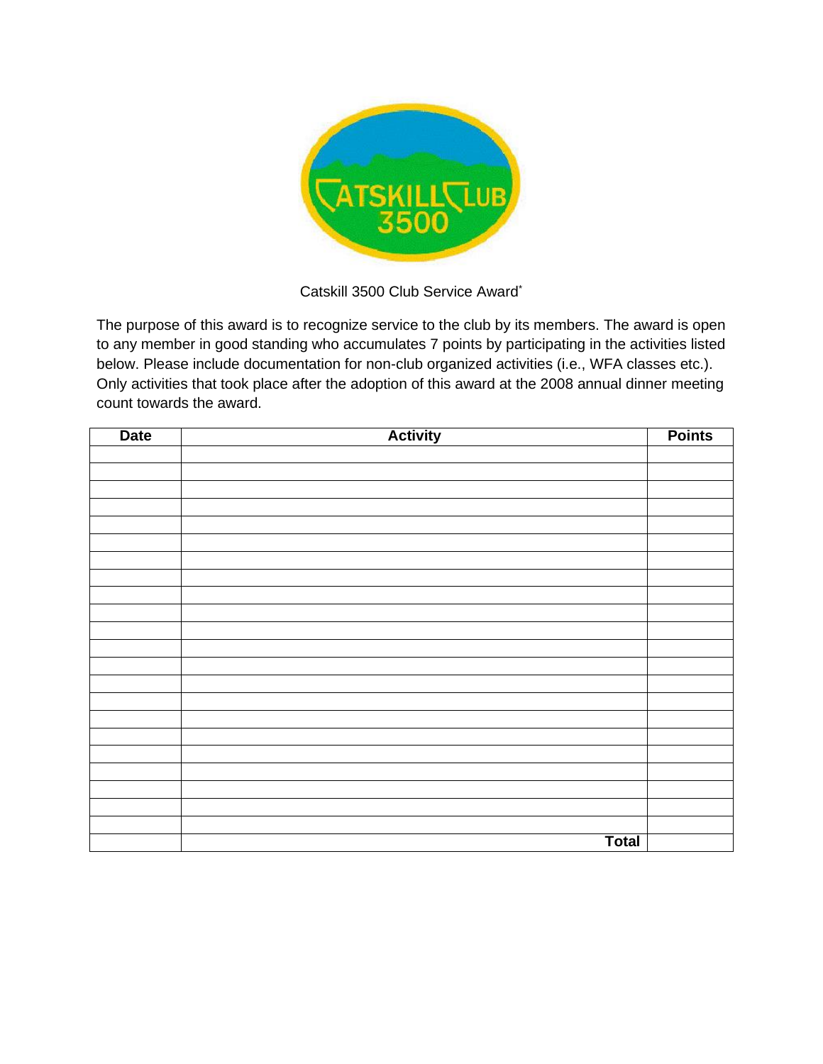# Catskill 3500 Club Service Award*

The purpose of this award is to recognize service to the club by its members. The award is open to any member in good standing who accumulates 7 points by participating in the activities listed below. Please include documentation for non-club organized activities (i.e., WFA classes etc.). Only activities that took place after the adoption of this award at the 2008 annual dinner meeting count towards the award.

| Date | Activity | Points |
|---|---|---|
| | | |
| | | |
| | | |
| | | |
| | | |
| | | |
| | | |
| | | |
| | | |
| | | |
| | | |
| | | |
| | | |
| | | |
| | | |
| | | |
| | | |
| | | |
| | | |
| | | |
| | | |
| | | |
| | **Total** | |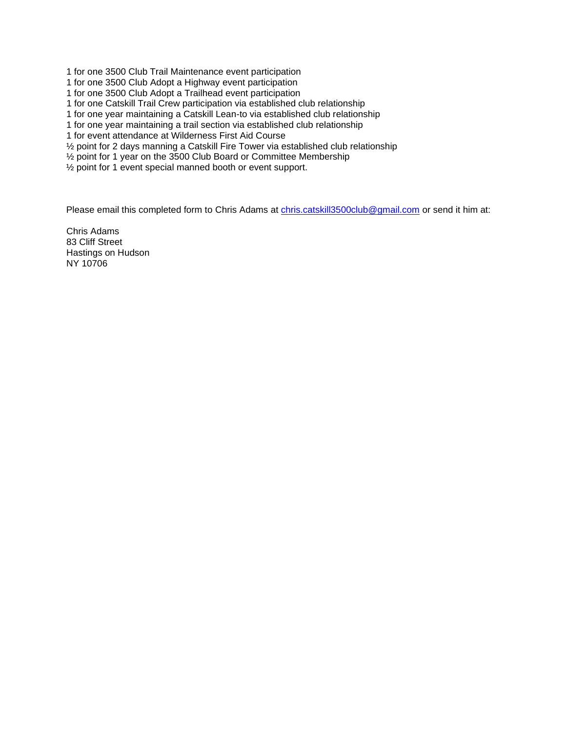1 for one 3500 Club Trail Maintenance event participation
1 for one 3500 Club Adopt a Highway event participation
1 for one 3500 Club Adopt a Trailhead event participation
1 for one Catskill Trail Crew participation via established club relationship
1 for one year maintaining a Catskill Lean-to via established club relationship
1 for one year maintaining a trail section via established club relationship
1 for event attendance at Wilderness First Aid Course
½ point for 2 days manning a Catskill Fire Tower via established club relationship
½ point for 1 year on the 3500 Club Board or Committee Membership
½ point for 1 event special manned booth or event support.

Please email this completed form to Chris Adams at chris.catskill3500club@gmail.com or send it him at:

Chris Adams
83 Cliff Street
Hastings on Hudson
NY 10706